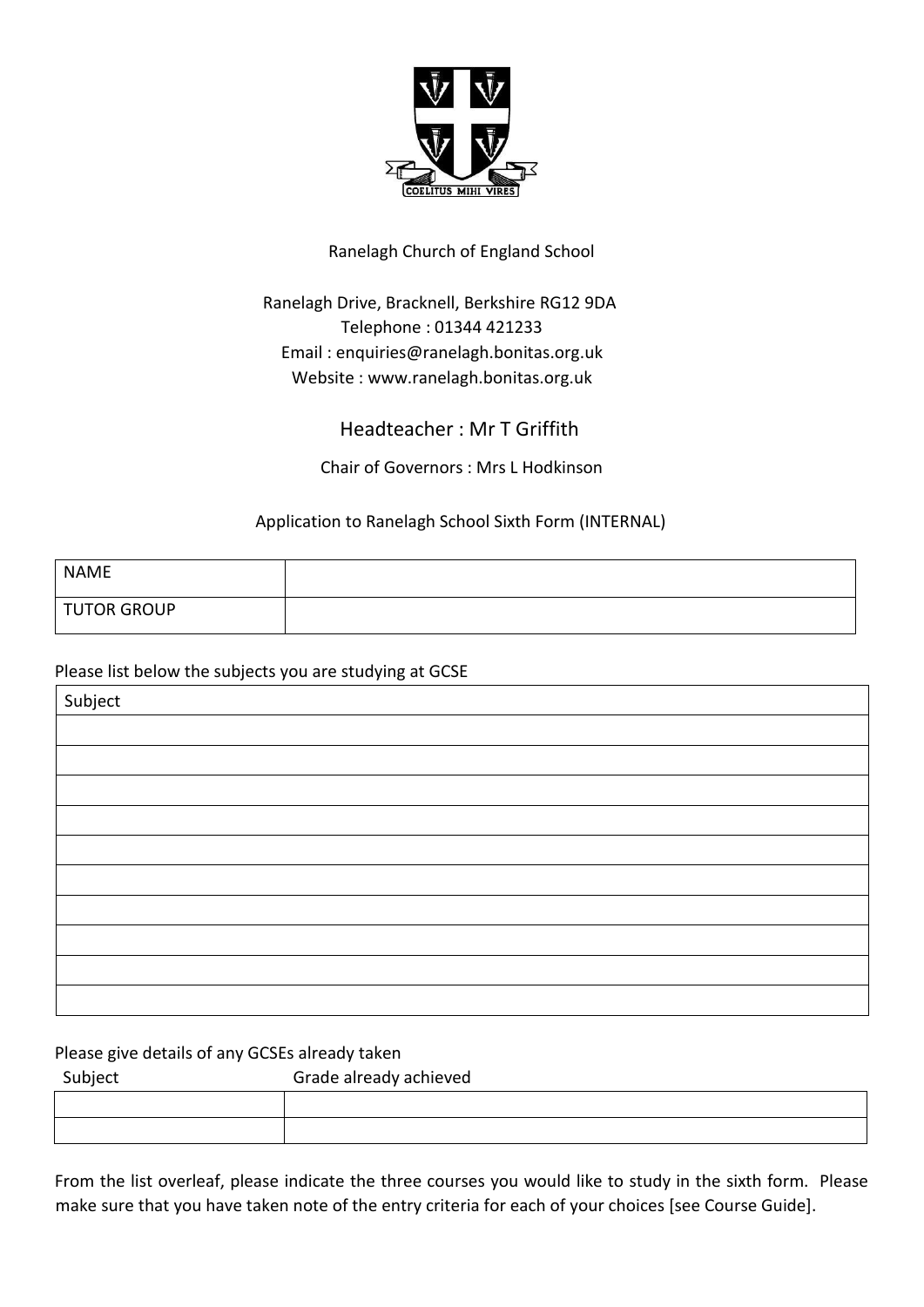COELITUS MIHI VIRES

Ranelagh Church of England School

Ranelagh Drive, Bracknell, Berkshire RG12 9DA
Telephone : 01344 421233
Email : enquiries@ranelagh.bonitas.org.uk
Website : www.ranelagh.bonitas.org.uk

Headteacher : Mr T Griffith

Chair of Governors : Mrs L Hodkinson

Application to Ranelagh School Sixth Form (INTERNAL)

| | |
|---|---|
| NAME | |
| TUTOR GROUP | |

Please list below the subjects you are studying at GCSE

| Subject |
|---|
| |
| |
| |
| |
| |
| |
| |
| |
| |
| |

Please give details of any GCSEs already taken

| Subject | Grade already achieved |
|---|---|
| | |
| | |

From the list overleaf, please indicate the three courses you would like to study in the sixth form. Please make sure that you have taken note of the entry criteria for each of your choices [see Course Guide].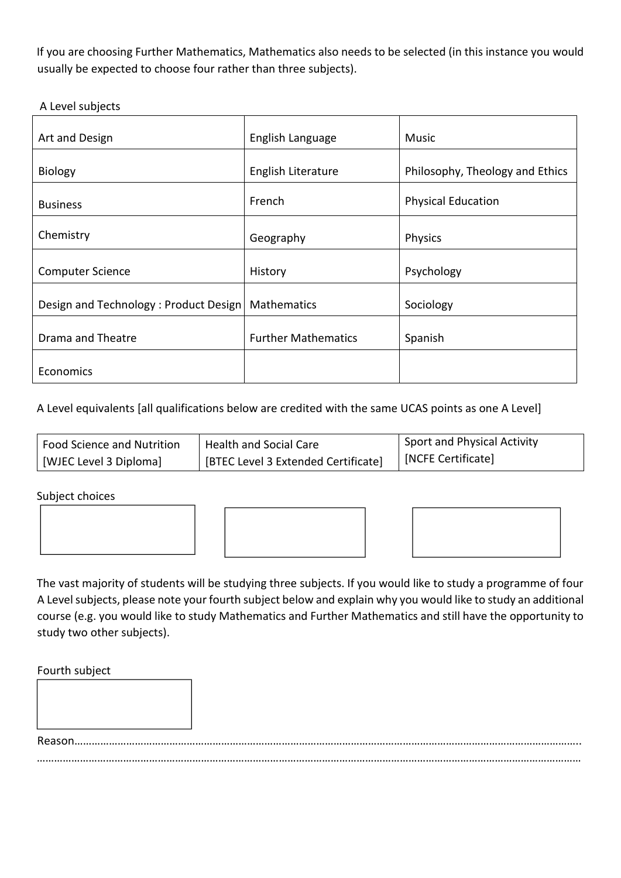If you are choosing Further Mathematics, Mathematics also needs to be selected (in this instance you would usually be expected to choose four rather than three subjects).

A Level subjects

| | | |
|---|---|---|
| Art and Design | English Language | Music |
| Biology | English Literature | Philosophy, Theology and Ethics |
| Business | French | Physical Education |
| Chemistry | Geography | Physics |
| Computer Science | History | Psychology |
| Design and Technology : Product Design | Mathematics | Sociology |
| Drama and Theatre | Further Mathematics | Spanish |
| Economics | | |

A Level equivalents [all qualifications below are credited with the same UCAS points as one A Level]

| | | |
|---|---|---|
| Food Science and Nutrition [WJEC Level 3 Diploma] | Health and Social Care [BTEC Level 3 Extended Certificate] | Sport and Physical Activity [NCFE Certificate] |

Subject choices

| | | |
|---|---|---|
| | | |

The vast majority of students will be studying three subjects. If you would like to study a programme of four A Level subjects, please note your fourth subject below and explain why you would like to study an additional course (e.g. you would like to study Mathematics and Further Mathematics and still have the opportunity to study two other subjects).

Fourth subject

| |
|---|
| |

Reason……………………………………………………………………………………………………………………………………………..

………………………………………………………………………………………………………………………………………………………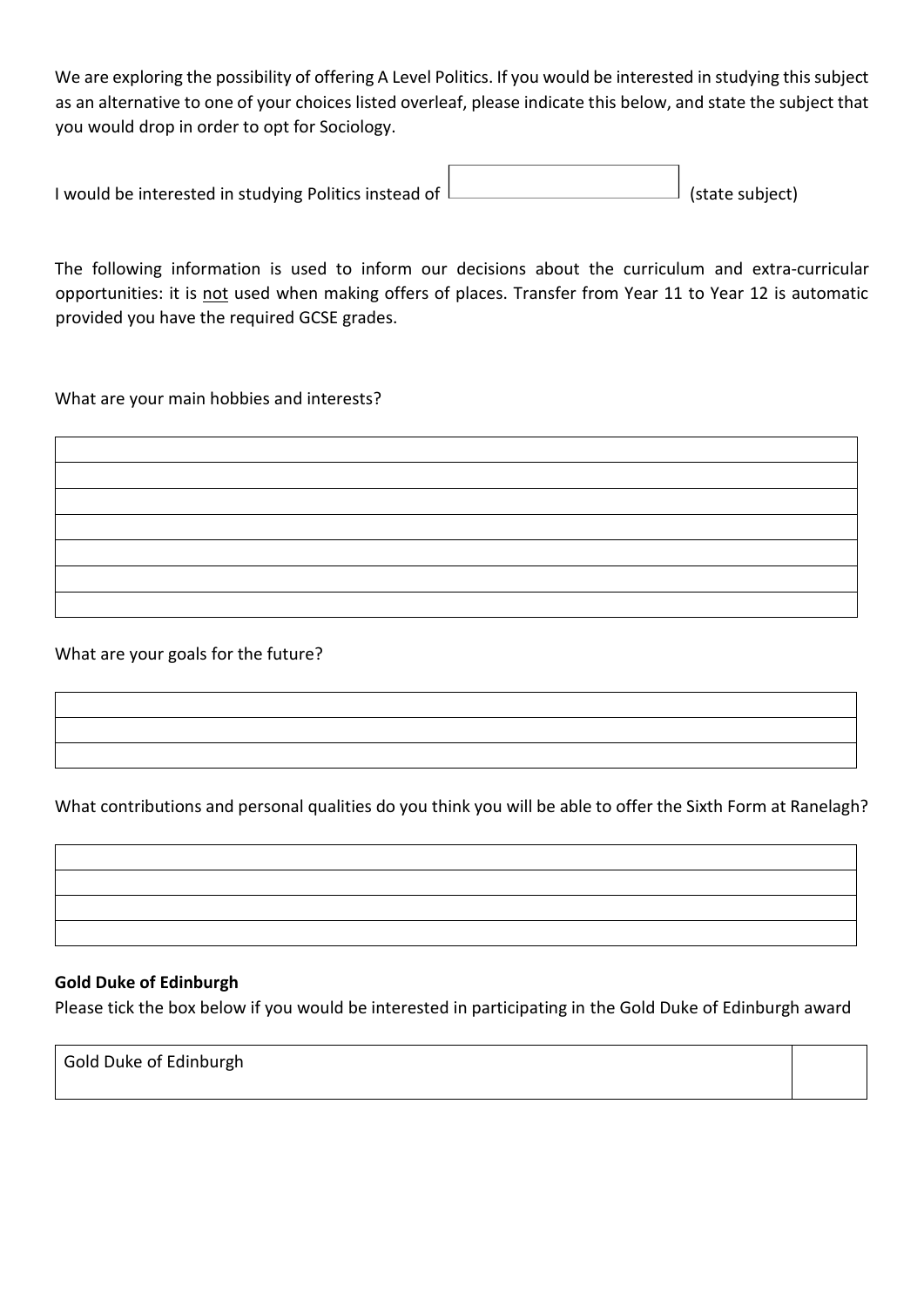We are exploring the possibility of offering A Level Politics. If you would be interested in studying this subject as an alternative to one of your choices listed overleaf, please indicate this below, and state the subject that you would drop in order to opt for Sociology.

I would be interested in studying Politics instead of ____________________ (state subject)

The following information is used to inform our decisions about the curriculum and extra-curricular opportunities: it is not used when making offers of places. Transfer from Year 11 to Year 12 is automatic provided you have the required GCSE grades.

What are your main hobbies and interests?

| |
|---|
| |
| |
| |
| |
| |
| |
| |

What are your goals for the future?

| |
|---|
| |
| |
| |

What contributions and personal qualities do you think you will be able to offer the Sixth Form at Ranelagh?

| |
|---|
| |
| |
| |
| |

**Gold Duke of Edinburgh**

Please tick the box below if you would be interested in participating in the Gold Duke of Edinburgh award

| | |
|---|---|
| Gold Duke of Edinburgh | |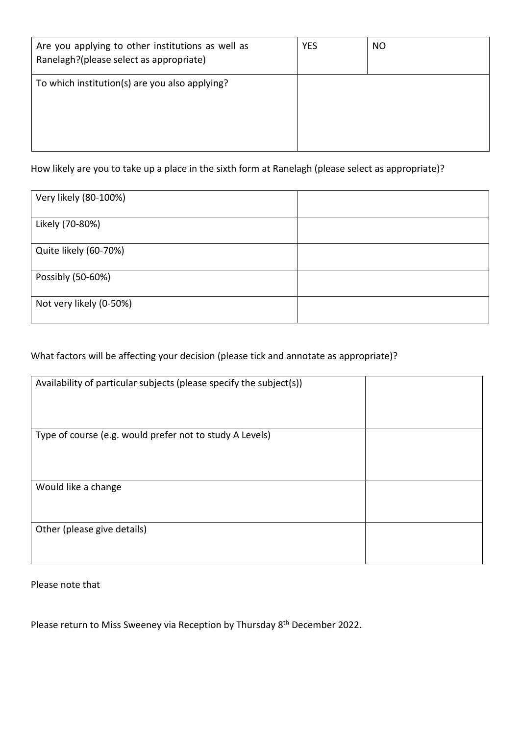| | | |
|---|---|---|
| Are you applying to other institutions as well as Ranelagh?(please select as appropriate) | YES | NO |
| To which institution(s) are you also applying? | | |

How likely are you to take up a place in the sixth form at Ranelagh (please select as appropriate)?

| | |
|---|---|
| Very likely (80-100%) | |
| Likely (70-80%) | |
| Quite likely (60-70%) | |
| Possibly (50-60%) | |
| Not very likely (0-50%) | |

What factors will be affecting your decision (please tick and annotate as appropriate)?

| | |
|---|---|
| Availability of particular subjects (please specify the subject(s)) | |
| Type of course (e.g. would prefer not to study A Levels) | |
| Would like a change | |
| Other (please give details) | |

Please note that

Please return to Miss Sweeney via Reception by Thursday 8th December 2022.